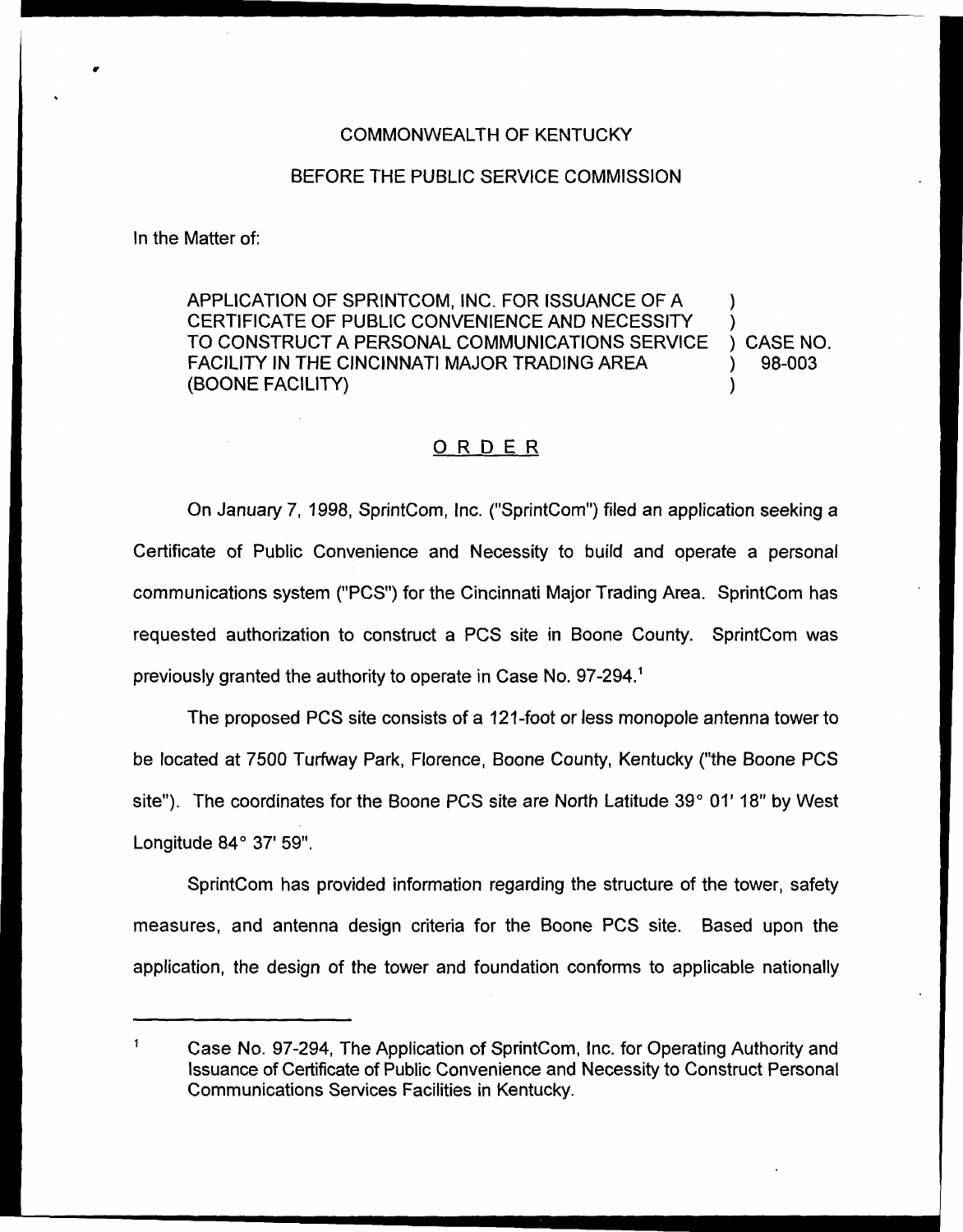COMMONWEALTH OF KENTUCKY

BEFORE THE PUBLIC SERVICE COMMISSION

In the Matter of:

| | |
|---|---|
| APPLICATION OF SPRINTCOM, INC. FOR ISSUANCE OF A CERTIFICATE OF PUBLIC CONVENIENCE AND NECESSITY TO CONSTRUCT A PERSONAL COMMUNICATIONS SERVICE FACILITY IN THE CINCINNATI MAJOR TRADING AREA (BOONE FACILITY) | ) CASE NO. 98-003 |

## ORDER

On January 7, 1998, SprintCom, Inc. ("SprintCom") filed an application seeking a Certificate of Public Convenience and Necessity to build and operate a personal communications system ("PCS") for the Cincinnati Major Trading Area. SprintCom has requested authorization to construct a PCS site in Boone County. SprintCom was previously granted the authority to operate in Case No. 97-294.[1]

The proposed PCS site consists of a 121-foot or less monopole antenna tower to be located at 7500 Turfway Park, Florence, Boone County, Kentucky ("the Boone PCS site"). The coordinates for the Boone PCS site are North Latitude 39° 01' 18" by West Longitude 84° 37' 59".

SprintCom has provided information regarding the structure of the tower, safety measures, and antenna design criteria for the Boone PCS site. Based upon the application, the design of the tower and foundation conforms to applicable nationally

[1] Case No. 97-294, The Application of SprintCom, Inc. for Operating Authority and Issuance of Certificate of Public Convenience and Necessity to Construct Personal Communications Services Facilities in Kentucky.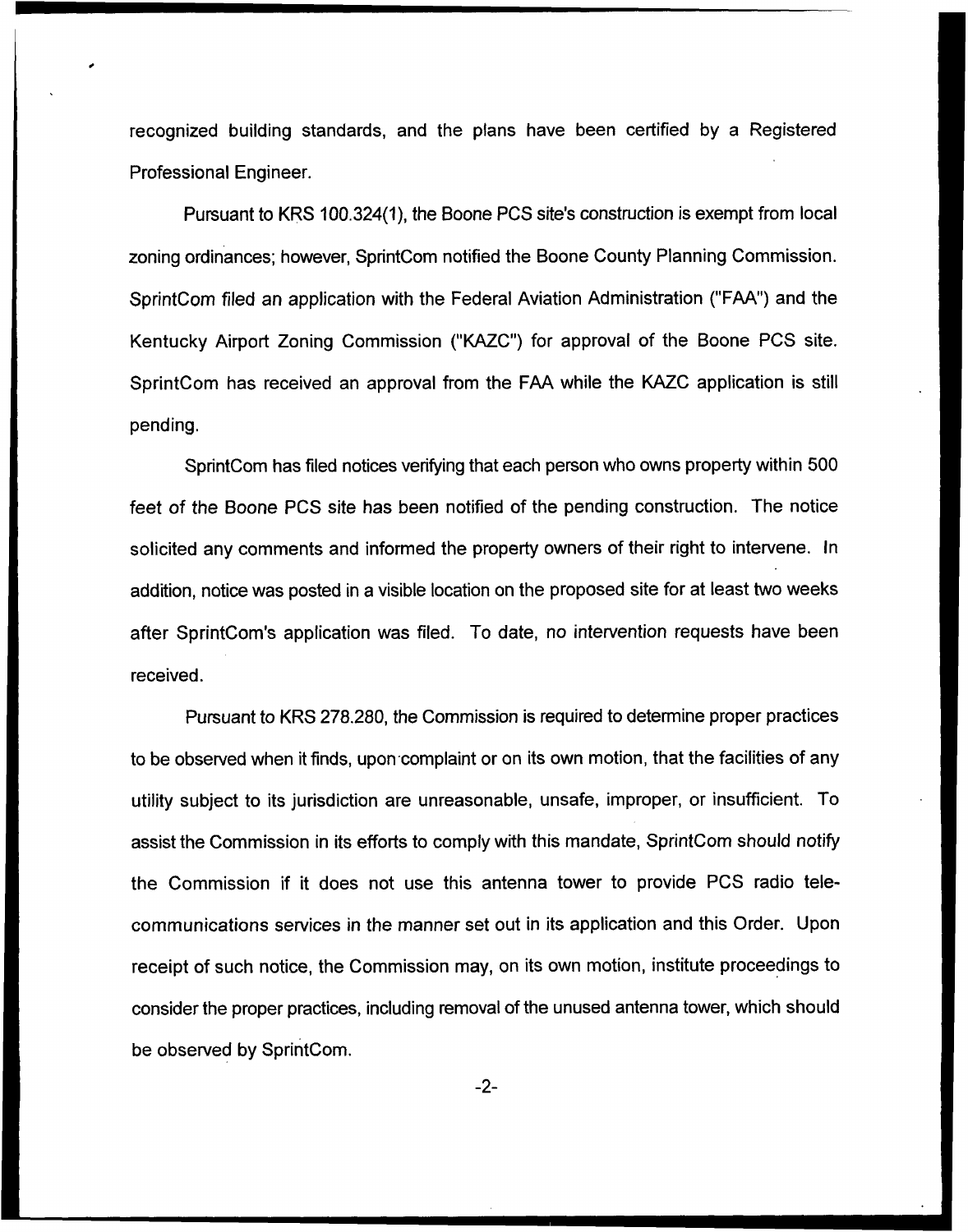recognized building standards, and the plans have been certified by a Registered Professional Engineer.

Pursuant to KRS 100.324(1), the Boone PCS site's construction is exempt from local zoning ordinances; however, SprintCom notified the Boone County Planning Commission. SprintCom filed an application with the Federal Aviation Administration ("FAA") and the Kentucky Airport Zoning Commission ("KAZC") for approval of the Boone PCS site. SprintCom has received an approval from the FAA while the KAZC application is still pending.

SprintCom has filed notices verifying that each person who owns property within 500 feet of the Boone PCS site has been notified of the pending construction. The notice solicited any comments and informed the property owners of their right to intervene. In addition, notice was posted in a visible location on the proposed site for at least two weeks after SprintCom's application was filed. To date, no intervention requests have been received.

Pursuant to KRS 278.280, the Commission is required to determine proper practices to be observed when it finds, upon complaint or on its own motion, that the facilities of any utility subject to its jurisdiction are unreasonable, unsafe, improper, or insufficient. To assist the Commission in its efforts to comply with this mandate, SprintCom should notify the Commission if it does not use this antenna tower to provide PCS radio telecommunications services in the manner set out in its application and this Order. Upon receipt of such notice, the Commission may, on its own motion, institute proceedings to consider the proper practices, including removal of the unused antenna tower, which should be observed by SprintCom.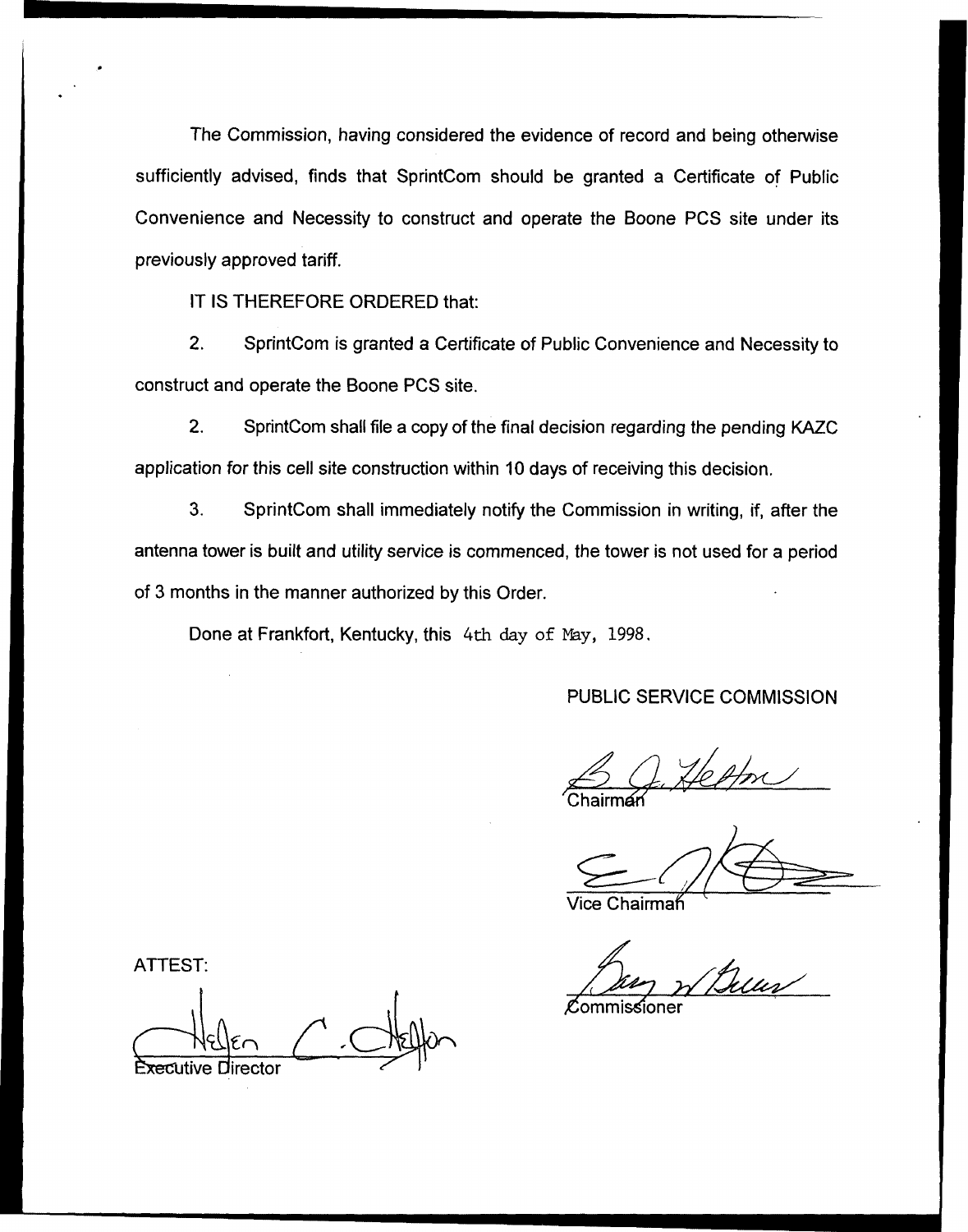The Commission, having considered the evidence of record and being otherwise sufficiently advised, finds that SprintCom should be granted a Certificate of Public Convenience and Necessity to construct and operate the Boone PCS site under its previously approved tariff.

IT IS THEREFORE ORDERED that:

2. SprintCom is granted a Certificate of Public Convenience and Necessity to construct and operate the Boone PCS site.

2. SprintCom shall file a copy of the final decision regarding the pending KAZC application for this cell site construction within 10 days of receiving this decision.

3. SprintCom shall immediately notify the Commission in writing, if, after the antenna tower is built and utility service is commenced, the tower is not used for a period of 3 months in the manner authorized by this Order.

Done at Frankfort, Kentucky, this 4th day of May, 1998.

PUBLIC SERVICE COMMISSION

Chairman

Vice Chairman

Commissioner

ATTEST:

Executive Director